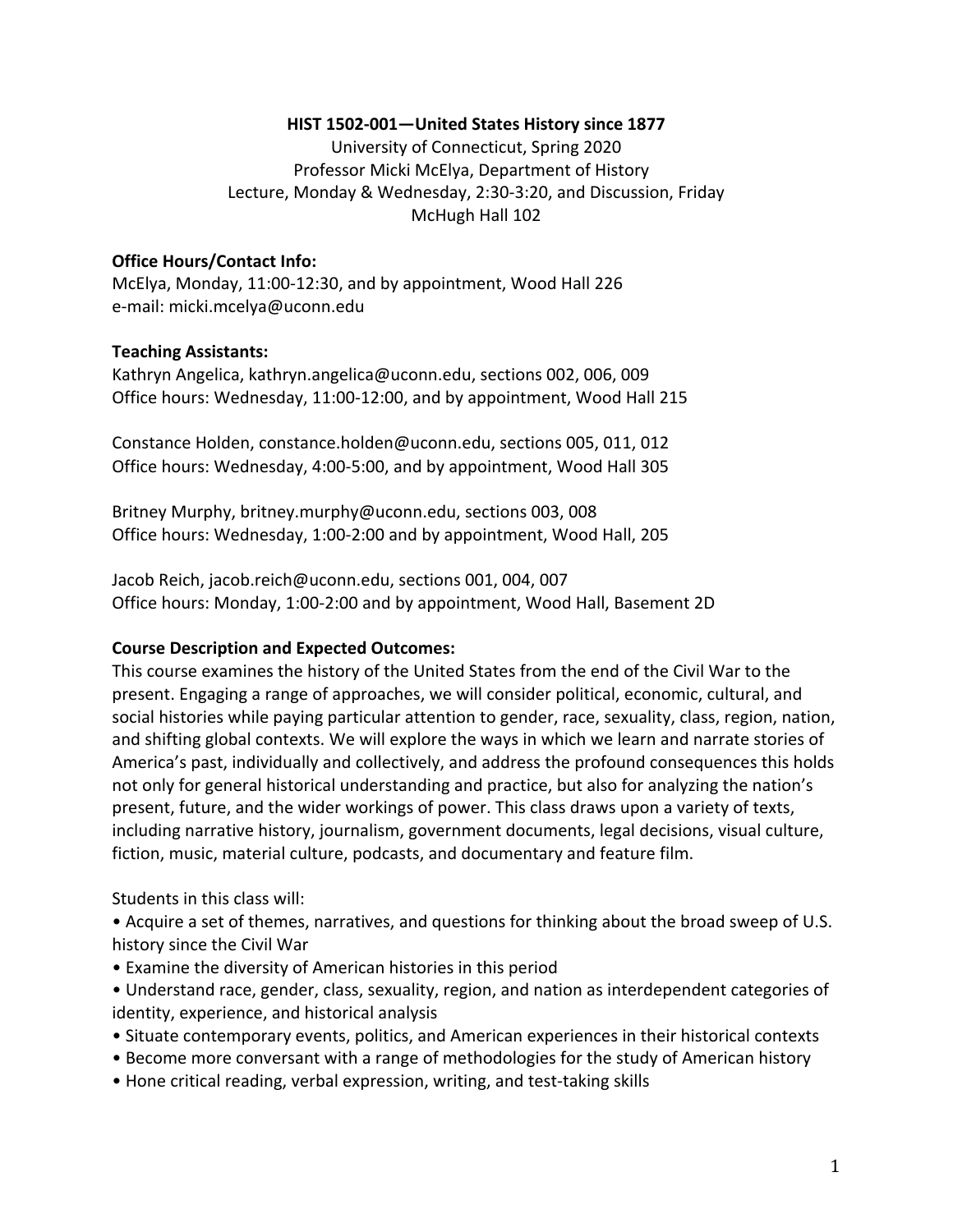**HIST 1502-001—United States History since 1877**

University of Connecticut, Spring 2020
Professor Micki McElya, Department of History
Lecture, Monday & Wednesday, 2:30-3:20, and Discussion, Friday
McHugh Hall 102

**Office Hours/Contact Info:**

McElya, Monday, 11:00-12:30, and by appointment, Wood Hall 226
e-mail: micki.mcelya@uconn.edu

**Teaching Assistants:**

Kathryn Angelica, kathryn.angelica@uconn.edu, sections 002, 006, 009
Office hours: Wednesday, 11:00-12:00, and by appointment, Wood Hall 215

Constance Holden, constance.holden@uconn.edu, sections 005, 011, 012
Office hours: Wednesday, 4:00-5:00, and by appointment, Wood Hall 305

Britney Murphy, britney.murphy@uconn.edu, sections 003, 008
Office hours: Wednesday, 1:00-2:00 and by appointment, Wood Hall, 205

Jacob Reich, jacob.reich@uconn.edu, sections 001, 004, 007
Office hours: Monday, 1:00-2:00 and by appointment, Wood Hall, Basement 2D

**Course Description and Expected Outcomes:**

This course examines the history of the United States from the end of the Civil War to the present. Engaging a range of approaches, we will consider political, economic, cultural, and social histories while paying particular attention to gender, race, sexuality, class, region, nation, and shifting global contexts. We will explore the ways in which we learn and narrate stories of America's past, individually and collectively, and address the profound consequences this holds not only for general historical understanding and practice, but also for analyzing the nation's present, future, and the wider workings of power. This class draws upon a variety of texts, including narrative history, journalism, government documents, legal decisions, visual culture, fiction, music, material culture, podcasts, and documentary and feature film.

Students in this class will:

- Acquire a set of themes, narratives, and questions for thinking about the broad sweep of U.S. history since the Civil War
- Examine the diversity of American histories in this period
- Understand race, gender, class, sexuality, region, and nation as interdependent categories of identity, experience, and historical analysis
- Situate contemporary events, politics, and American experiences in their historical contexts
- Become more conversant with a range of methodologies for the study of American history
- Hone critical reading, verbal expression, writing, and test-taking skills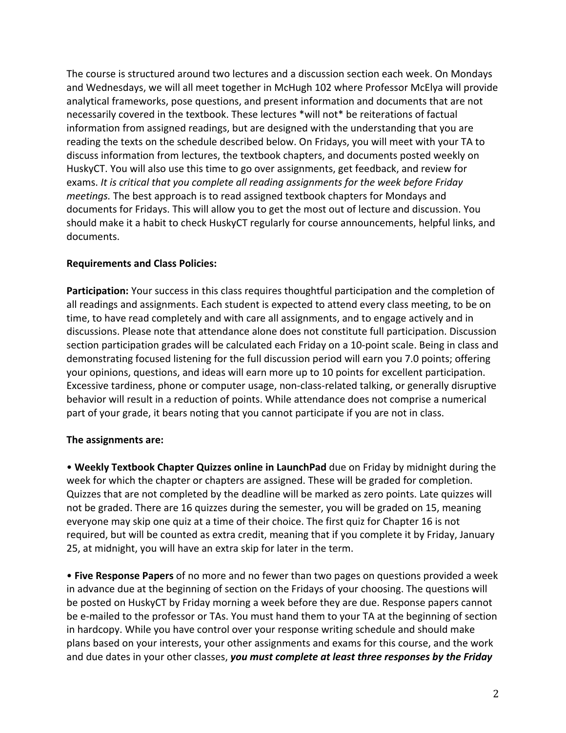The course is structured around two lectures and a discussion section each week. On Mondays and Wednesdays, we will all meet together in McHugh 102 where Professor McElya will provide analytical frameworks, pose questions, and present information and documents that are not necessarily covered in the textbook. These lectures *will not* be reiterations of factual information from assigned readings, but are designed with the understanding that you are reading the texts on the schedule described below. On Fridays, you will meet with your TA to discuss information from lectures, the textbook chapters, and documents posted weekly on HuskyCT. You will also use this time to go over assignments, get feedback, and review for exams. *It is critical that you complete all reading assignments for the week before Friday meetings.* The best approach is to read assigned textbook chapters for Mondays and documents for Fridays. This will allow you to get the most out of lecture and discussion. You should make it a habit to check HuskyCT regularly for course announcements, helpful links, and documents.

**Requirements and Class Policies:**

**Participation:** Your success in this class requires thoughtful participation and the completion of all readings and assignments. Each student is expected to attend every class meeting, to be on time, to have read completely and with care all assignments, and to engage actively and in discussions. Please note that attendance alone does not constitute full participation. Discussion section participation grades will be calculated each Friday on a 10-point scale. Being in class and demonstrating focused listening for the full discussion period will earn you 7.0 points; offering your opinions, questions, and ideas will earn more up to 10 points for excellent participation. Excessive tardiness, phone or computer usage, non-class-related talking, or generally disruptive behavior will result in a reduction of points. While attendance does not comprise a numerical part of your grade, it bears noting that you cannot participate if you are not in class.

**The assignments are:**

- **Weekly Textbook Chapter Quizzes online in LaunchPad** due on Friday by midnight during the week for which the chapter or chapters are assigned. These will be graded for completion. Quizzes that are not completed by the deadline will be marked as zero points. Late quizzes will not be graded. There are 16 quizzes during the semester, you will be graded on 15, meaning everyone may skip one quiz at a time of their choice. The first quiz for Chapter 16 is not required, but will be counted as extra credit, meaning that if you complete it by Friday, January 25, at midnight, you will have an extra skip for later in the term.

- **Five Response Papers** of no more and no fewer than two pages on questions provided a week in advance due at the beginning of section on the Fridays of your choosing. The questions will be posted on HuskyCT by Friday morning a week before they are due. Response papers cannot be e-mailed to the professor or TAs. You must hand them to your TA at the beginning of section in hardcopy. While you have control over your response writing schedule and should make plans based on your interests, your other assignments and exams for this course, and the work and due dates in your other classes, ***you must complete at least three responses by the Friday***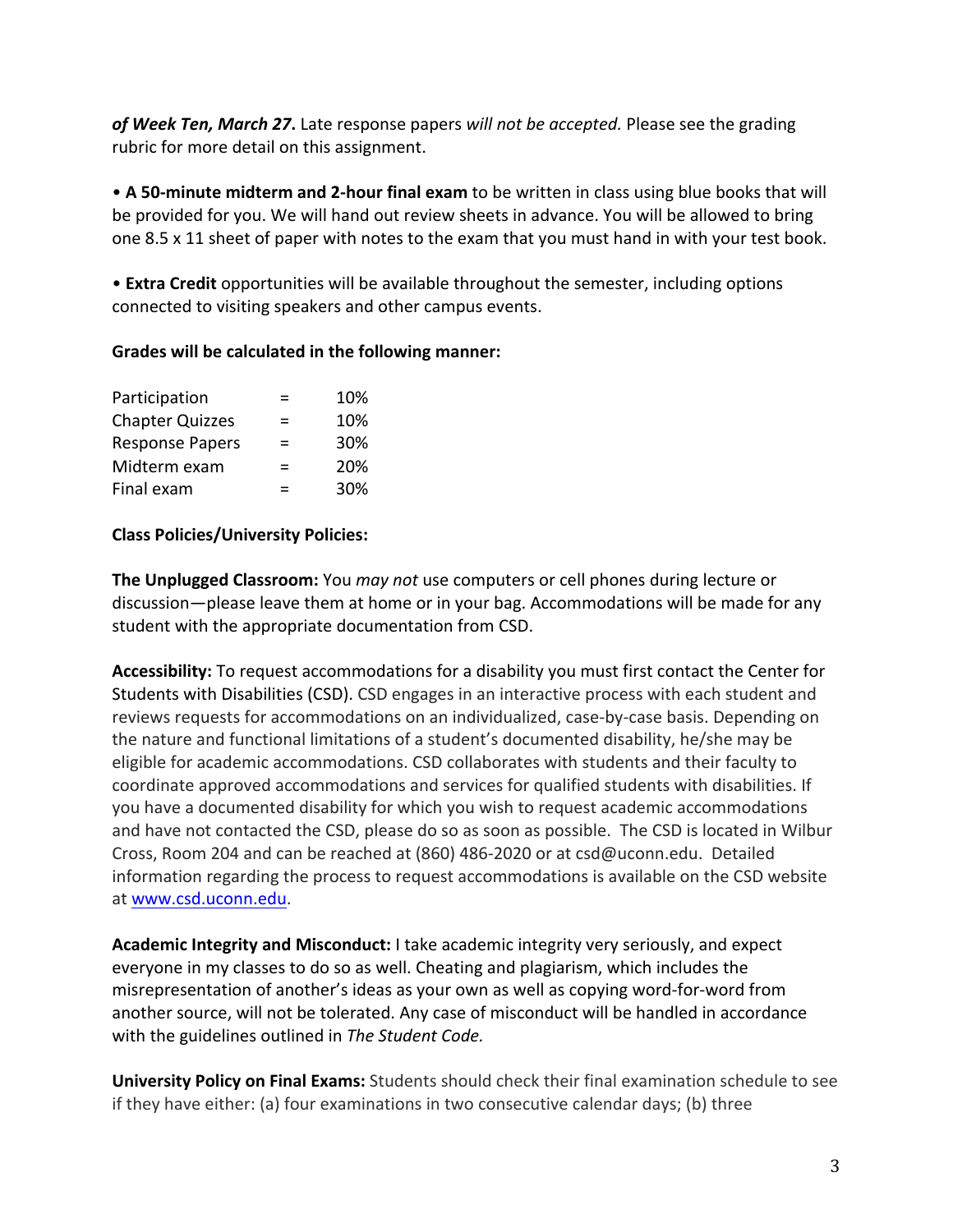***of Week Ten, March 27*.** Late response papers *will not be accepted.* Please see the grading rubric for more detail on this assignment.

• **A 50-minute midterm and 2-hour final exam** to be written in class using blue books that will be provided for you. We will hand out review sheets in advance. You will be allowed to bring one 8.5 x 11 sheet of paper with notes to the exam that you must hand in with your test book.

• **Extra Credit** opportunities will be available throughout the semester, including options connected to visiting speakers and other campus events.

**Grades will be calculated in the following manner:**

| | | |
|---|---|---|
| Participation | = | 10% |
| Chapter Quizzes | = | 10% |
| Response Papers | = | 30% |
| Midterm exam | = | 20% |
| Final exam | = | 30% |

**Class Policies/University Policies:**

**The Unplugged Classroom:** You *may not* use computers or cell phones during lecture or discussion—please leave them at home or in your bag. Accommodations will be made for any student with the appropriate documentation from CSD.

**Accessibility:** To request accommodations for a disability you must first contact the Center for Students with Disabilities (CSD). CSD engages in an interactive process with each student and reviews requests for accommodations on an individualized, case-by-case basis. Depending on the nature and functional limitations of a student's documented disability, he/she may be eligible for academic accommodations. CSD collaborates with students and their faculty to coordinate approved accommodations and services for qualified students with disabilities. If you have a documented disability for which you wish to request academic accommodations and have not contacted the CSD, please do so as soon as possible. The CSD is located in Wilbur Cross, Room 204 and can be reached at (860) 486-2020 or at csd@uconn.edu. Detailed information regarding the process to request accommodations is available on the CSD website at [www.csd.uconn.edu](www.csd.uconn.edu).

**Academic Integrity and Misconduct:** I take academic integrity very seriously, and expect everyone in my classes to do so as well. Cheating and plagiarism, which includes the misrepresentation of another's ideas as your own as well as copying word-for-word from another source, will not be tolerated. Any case of misconduct will be handled in accordance with the guidelines outlined in *The Student Code.*

**University Policy on Final Exams:** Students should check their final examination schedule to see if they have either: (a) four examinations in two consecutive calendar days; (b) three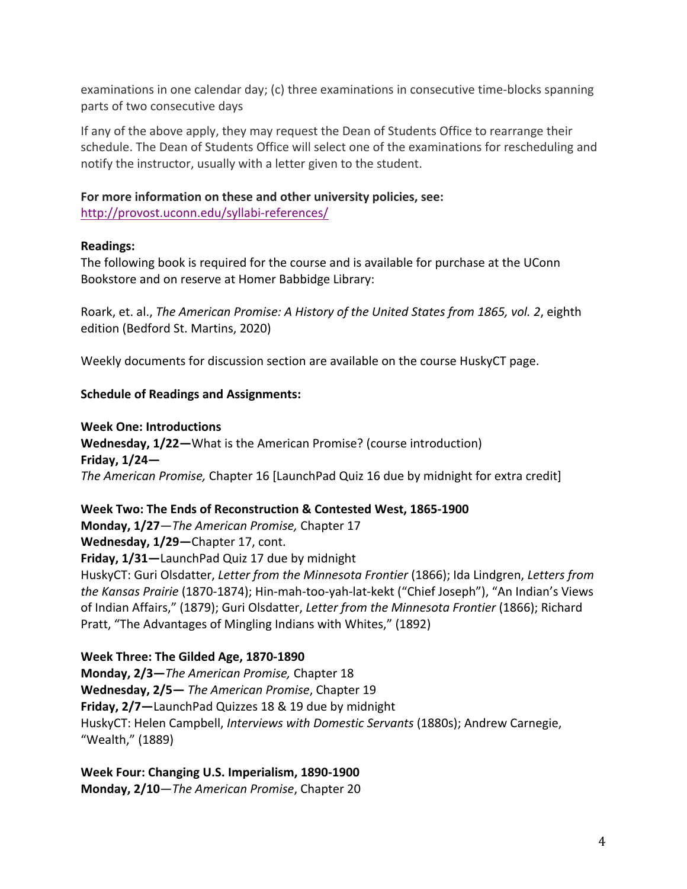examinations in one calendar day; (c) three examinations in consecutive time-blocks spanning parts of two consecutive days

If any of the above apply, they may request the Dean of Students Office to rearrange their schedule. The Dean of Students Office will select one of the examinations for rescheduling and notify the instructor, usually with a letter given to the student.

**For more information on these and other university policies, see:**
http://provost.uconn.edu/syllabi-references/

**Readings:**
The following book is required for the course and is available for purchase at the UConn Bookstore and on reserve at Homer Babbidge Library:

Roark, et. al., *The American Promise: A History of the United States from 1865, vol. 2*, eighth edition (Bedford St. Martins, 2020)

Weekly documents for discussion section are available on the course HuskyCT page.

**Schedule of Readings and Assignments:**

**Week One: Introductions**
**Wednesday, 1/22—**What is the American Promise? (course introduction)
**Friday, 1/24—**
*The American Promise,* Chapter 16 [LaunchPad Quiz 16 due by midnight for extra credit]

**Week Two: The Ends of Reconstruction & Contested West, 1865-1900**
**Monday, 1/27**—*The American Promise,* Chapter 17
**Wednesday, 1/29—**Chapter 17, cont.
**Friday, 1/31—**LaunchPad Quiz 17 due by midnight
HuskyCT: Guri Olsdatter, *Letter from the Minnesota Frontier* (1866); Ida Lindgren, *Letters from the Kansas Prairie* (1870-1874); Hin-mah-too-yah-lat-kekt ("Chief Joseph"), "An Indian's Views of Indian Affairs," (1879); Guri Olsdatter, *Letter from the Minnesota Frontier* (1866); Richard Pratt, "The Advantages of Mingling Indians with Whites," (1892)

**Week Three: The Gilded Age, 1870-1890**
**Monday, 2/3—***The American Promise,* Chapter 18
**Wednesday, 2/5—** *The American Promise*, Chapter 19
**Friday, 2/7—**LaunchPad Quizzes 18 & 19 due by midnight
HuskyCT: Helen Campbell, *Interviews with Domestic Servants* (1880s); Andrew Carnegie, "Wealth," (1889)

**Week Four: Changing U.S. Imperialism, 1890-1900**
**Monday, 2/10**—*The American Promise*, Chapter 20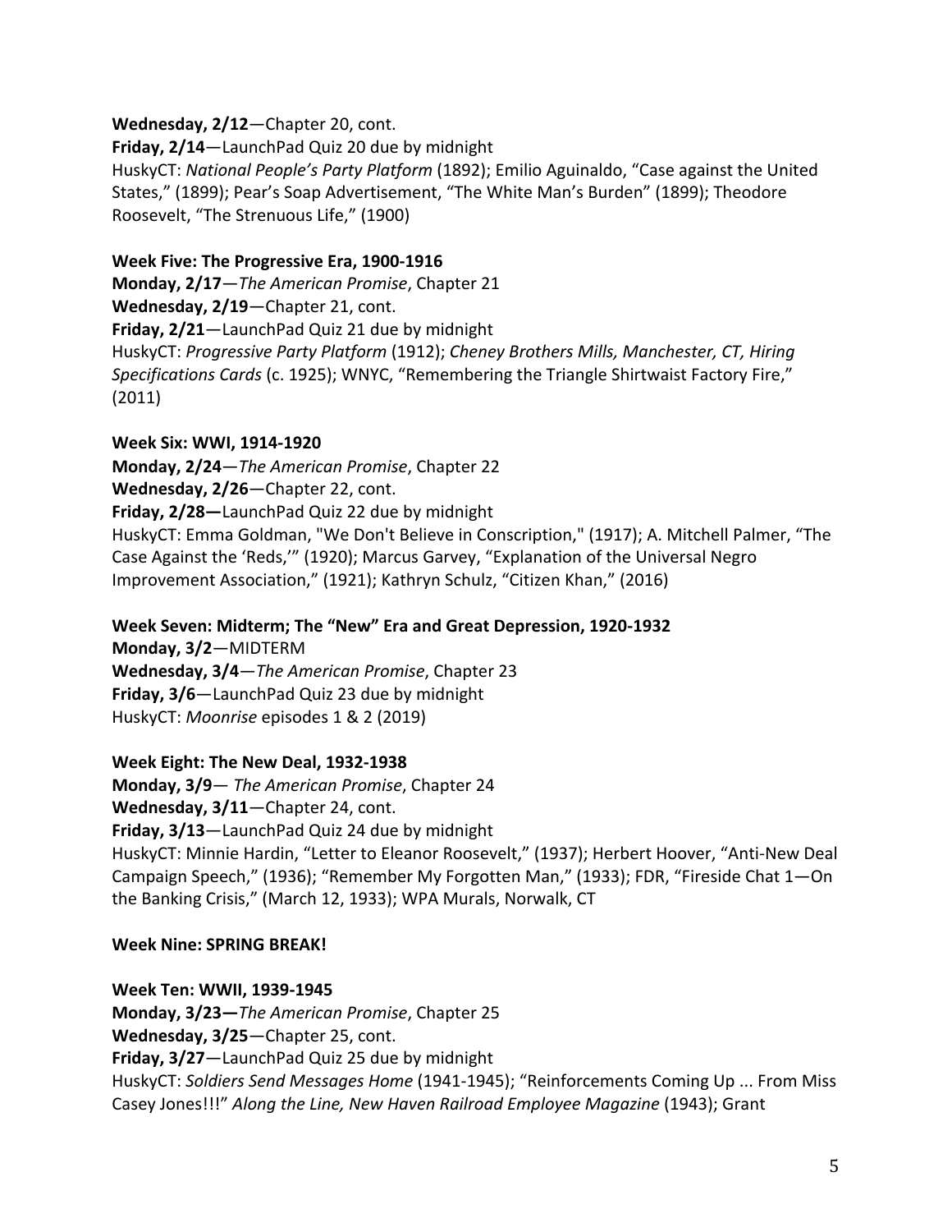**Wednesday, 2/12**—Chapter 20, cont.
**Friday, 2/14**—LaunchPad Quiz 20 due by midnight
HuskyCT: *National People's Party Platform* (1892); Emilio Aguinaldo, "Case against the United States," (1899); Pear's Soap Advertisement, "The White Man's Burden" (1899); Theodore Roosevelt, "The Strenuous Life," (1900)

**Week Five: The Progressive Era, 1900-1916**
**Monday, 2/17**—*The American Promise*, Chapter 21
**Wednesday, 2/19**—Chapter 21, cont.
**Friday, 2/21**—LaunchPad Quiz 21 due by midnight
HuskyCT: *Progressive Party Platform* (1912); *Cheney Brothers Mills, Manchester, CT, Hiring Specifications Cards* (c. 1925); WNYC, "Remembering the Triangle Shirtwaist Factory Fire," (2011)

**Week Six: WWI, 1914-1920**
**Monday, 2/24**—*The American Promise*, Chapter 22
**Wednesday, 2/26**—Chapter 22, cont.
**Friday, 2/28—**LaunchPad Quiz 22 due by midnight
HuskyCT: Emma Goldman, "We Don't Believe in Conscription," (1917); A. Mitchell Palmer, "The Case Against the 'Reds,'" (1920); Marcus Garvey, "Explanation of the Universal Negro Improvement Association," (1921); Kathryn Schulz, "Citizen Khan," (2016)

**Week Seven: Midterm; The "New" Era and Great Depression, 1920-1932**
**Monday, 3/2**—MIDTERM
**Wednesday, 3/4**—*The American Promise*, Chapter 23
**Friday, 3/6**—LaunchPad Quiz 23 due by midnight
HuskyCT: *Moonrise* episodes 1 & 2 (2019)

**Week Eight: The New Deal, 1932-1938**
**Monday, 3/9**— *The American Promise*, Chapter 24
**Wednesday, 3/11**—Chapter 24, cont.
**Friday, 3/13**—LaunchPad Quiz 24 due by midnight
HuskyCT: Minnie Hardin, "Letter to Eleanor Roosevelt," (1937); Herbert Hoover, "Anti-New Deal Campaign Speech," (1936); "Remember My Forgotten Man," (1933); FDR, "Fireside Chat 1—On the Banking Crisis," (March 12, 1933); WPA Murals, Norwalk, CT

**Week Nine: SPRING BREAK!**

**Week Ten: WWII, 1939-1945**
**Monday, 3/23—***The American Promise*, Chapter 25
**Wednesday, 3/25**—Chapter 25, cont.
**Friday, 3/27**—LaunchPad Quiz 25 due by midnight
HuskyCT: *Soldiers Send Messages Home* (1941-1945); "Reinforcements Coming Up ... From Miss Casey Jones!!!" *Along the Line, New Haven Railroad Employee Magazine* (1943); Grant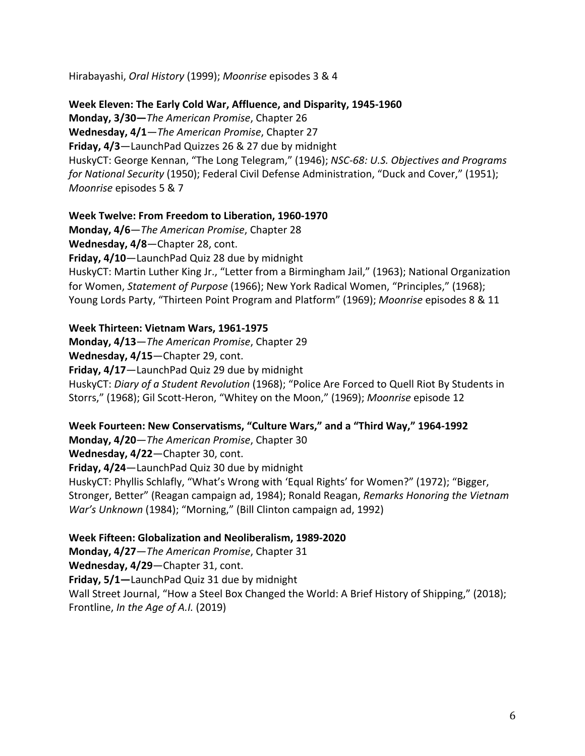Hirabayashi, *Oral History* (1999); *Moonrise* episodes 3 & 4

**Week Eleven: The Early Cold War, Affluence, and Disparity, 1945-1960**
**Monday, 3/30—***The American Promise*, Chapter 26
**Wednesday, 4/1**—*The American Promise*, Chapter 27
**Friday, 4/3**—LaunchPad Quizzes 26 & 27 due by midnight
HuskyCT: George Kennan, "The Long Telegram," (1946); *NSC-68: U.S. Objectives and Programs for National Security* (1950); Federal Civil Defense Administration, "Duck and Cover," (1951); *Moonrise* episodes 5 & 7

**Week Twelve: From Freedom to Liberation, 1960-1970**
**Monday, 4/6**—*The American Promise*, Chapter 28
**Wednesday, 4/8**—Chapter 28, cont.
**Friday, 4/10**—LaunchPad Quiz 28 due by midnight
HuskyCT: Martin Luther King Jr., "Letter from a Birmingham Jail," (1963); National Organization for Women, *Statement of Purpose* (1966); New York Radical Women, "Principles," (1968); Young Lords Party, "Thirteen Point Program and Platform" (1969); *Moonrise* episodes 8 & 11

**Week Thirteen: Vietnam Wars, 1961-1975**
**Monday, 4/13**—*The American Promise*, Chapter 29
**Wednesday, 4/15**—Chapter 29, cont.
**Friday, 4/17**—LaunchPad Quiz 29 due by midnight
HuskyCT: *Diary of a Student Revolution* (1968); "Police Are Forced to Quell Riot By Students in Storrs," (1968); Gil Scott-Heron, "Whitey on the Moon," (1969); *Moonrise* episode 12

**Week Fourteen: New Conservatisms, "Culture Wars," and a "Third Way," 1964-1992**
**Monday, 4/20**—*The American Promise*, Chapter 30
**Wednesday, 4/22**—Chapter 30, cont.
**Friday, 4/24**—LaunchPad Quiz 30 due by midnight
HuskyCT: Phyllis Schlafly, "What's Wrong with 'Equal Rights' for Women?" (1972); "Bigger, Stronger, Better" (Reagan campaign ad, 1984); Ronald Reagan, *Remarks Honoring the Vietnam War's Unknown* (1984); "Morning," (Bill Clinton campaign ad, 1992)

**Week Fifteen: Globalization and Neoliberalism, 1989-2020**
**Monday, 4/27**—*The American Promise*, Chapter 31
**Wednesday, 4/29**—Chapter 31, cont.
**Friday, 5/1—**LaunchPad Quiz 31 due by midnight
Wall Street Journal, "How a Steel Box Changed the World: A Brief History of Shipping," (2018); Frontline, *In the Age of A.I.* (2019)